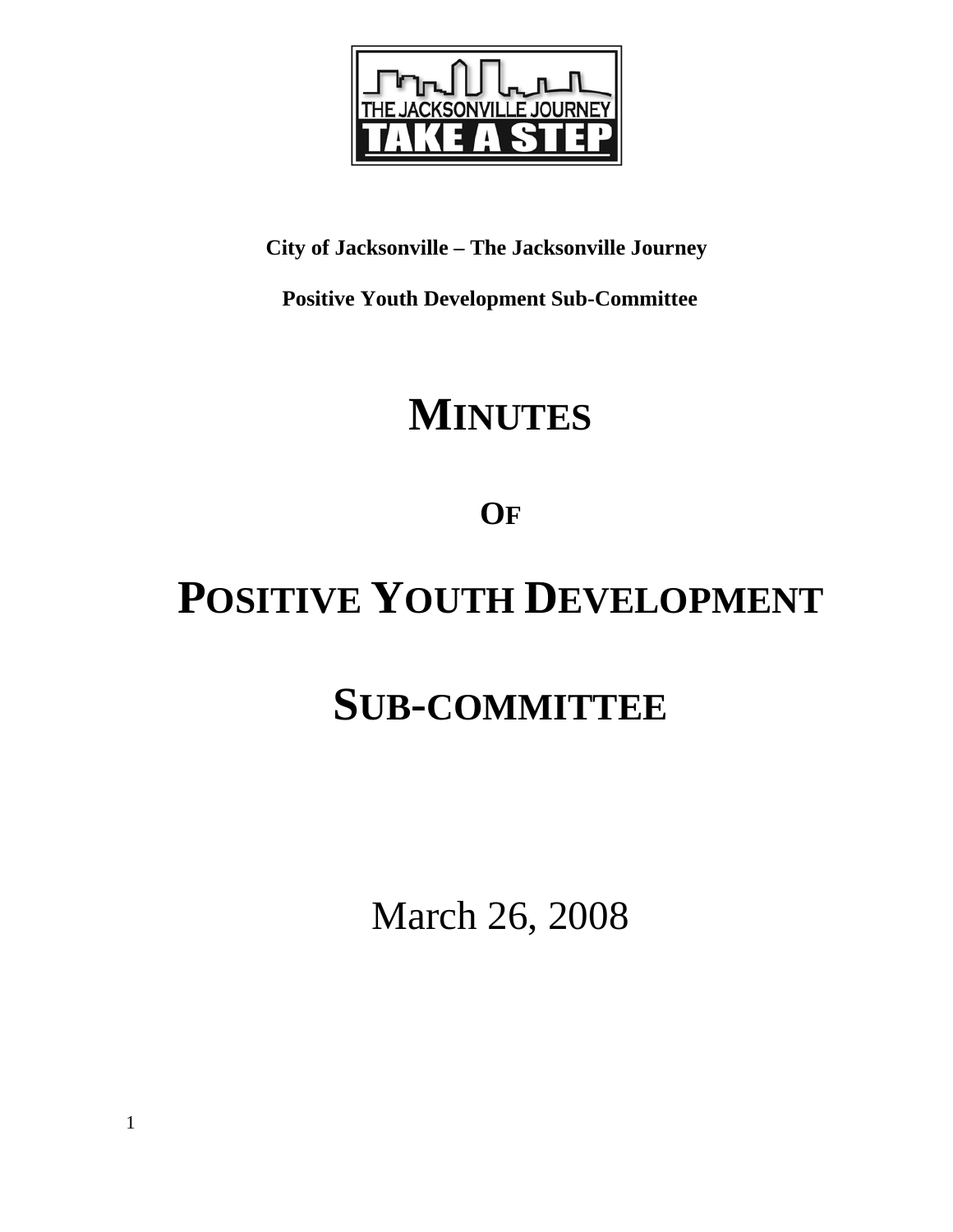**City of Jacksonville – The Jacksonville Journey**

**Positive Youth Development Sub-Committee**

# MINUTES

## OF

# POSITIVE YOUTH DEVELOPMENT

# SUB-COMMITTEE

March 26, 2008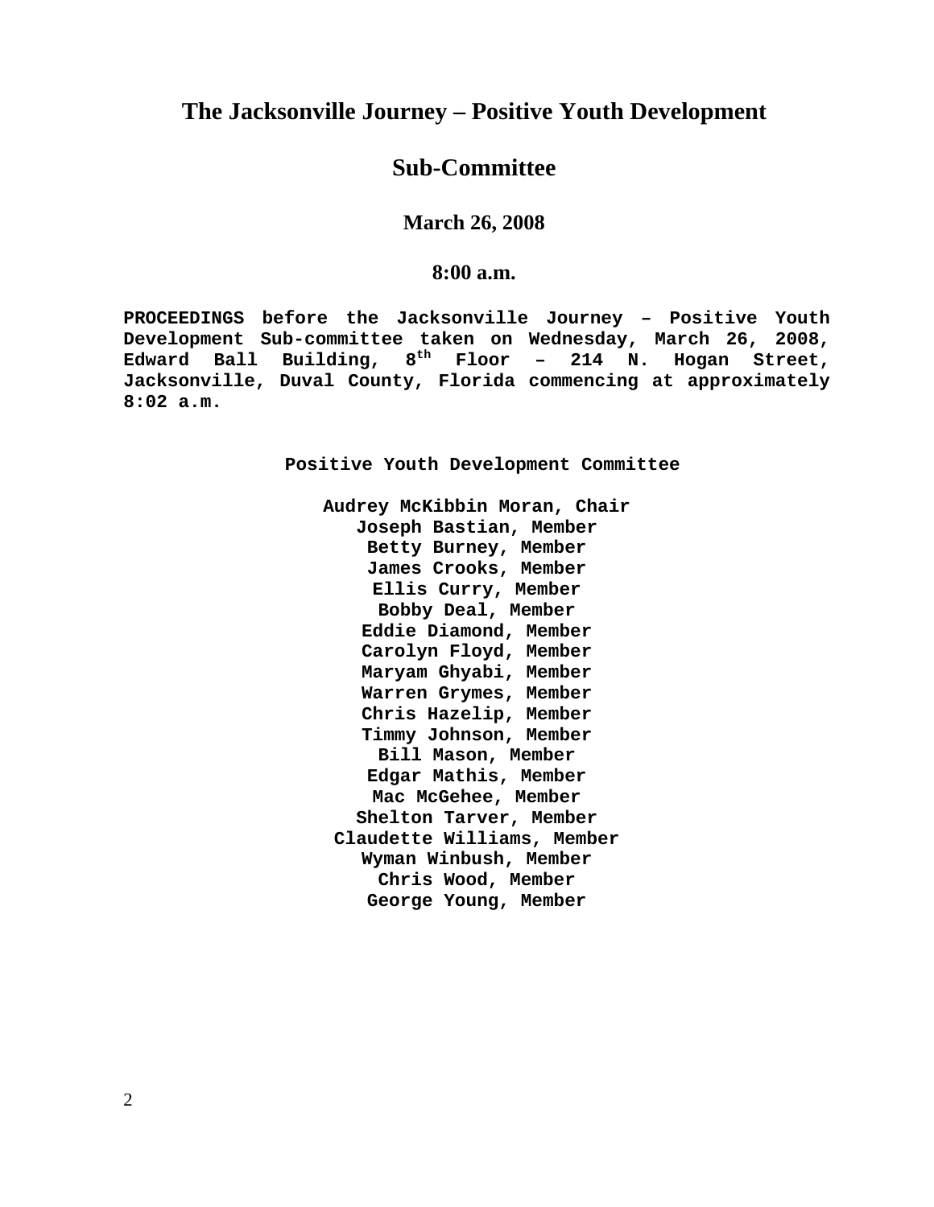# The Jacksonville Journey – Positive Youth Development

## Sub-Committee

### March 26, 2008

### 8:00 a.m.

**PROCEEDINGS before the Jacksonville Journey – Positive Youth Development Sub-committee taken on Wednesday, March 26, 2008, Edward Ball Building, 8th Floor – 214 N. Hogan Street, Jacksonville, Duval County, Florida commencing at approximately 8:02 a.m.**

**Positive Youth Development Committee**

**Audrey McKibbin Moran, Chair**
**Joseph Bastian, Member**
**Betty Burney, Member**
**James Crooks, Member**
**Ellis Curry, Member**
**Bobby Deal, Member**
**Eddie Diamond, Member**
**Carolyn Floyd, Member**
**Maryam Ghyabi, Member**
**Warren Grymes, Member**
**Chris Hazelip, Member**
**Timmy Johnson, Member**
**Bill Mason, Member**
**Edgar Mathis, Member**
**Mac McGehee, Member**
**Shelton Tarver, Member**
**Claudette Williams, Member**
**Wyman Winbush, Member**
**Chris Wood, Member**
**George Young, Member**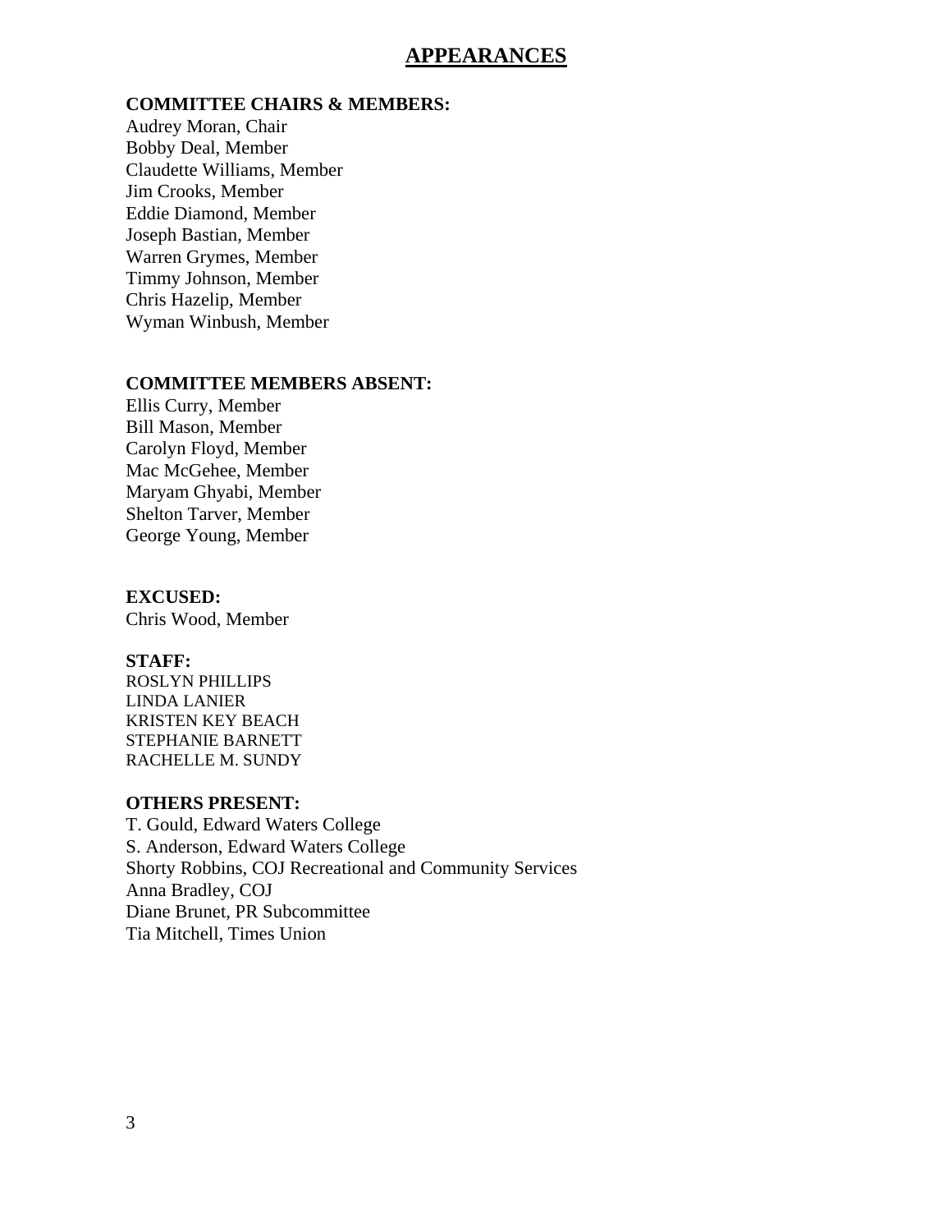# APPEARANCES

**COMMITTEE CHAIRS & MEMBERS:**

Audrey Moran, Chair
Bobby Deal, Member
Claudette Williams, Member
Jim Crooks, Member
Eddie Diamond, Member
Joseph Bastian, Member
Warren Grymes, Member
Timmy Johnson, Member
Chris Hazelip, Member
Wyman Winbush, Member

**COMMITTEE MEMBERS ABSENT:**

Ellis Curry, Member
Bill Mason, Member
Carolyn Floyd, Member
Mac McGehee, Member
Maryam Ghyabi, Member
Shelton Tarver, Member
George Young, Member

**EXCUSED:**

Chris Wood, Member

**STAFF:**

ROSLYN PHILLIPS
LINDA LANIER
KRISTEN KEY BEACH
STEPHANIE BARNETT
RACHELLE M. SUNDY

**OTHERS PRESENT:**

T. Gould, Edward Waters College
S. Anderson, Edward Waters College
Shorty Robbins, COJ Recreational and Community Services
Anna Bradley, COJ
Diane Brunet, PR Subcommittee
Tia Mitchell, Times Union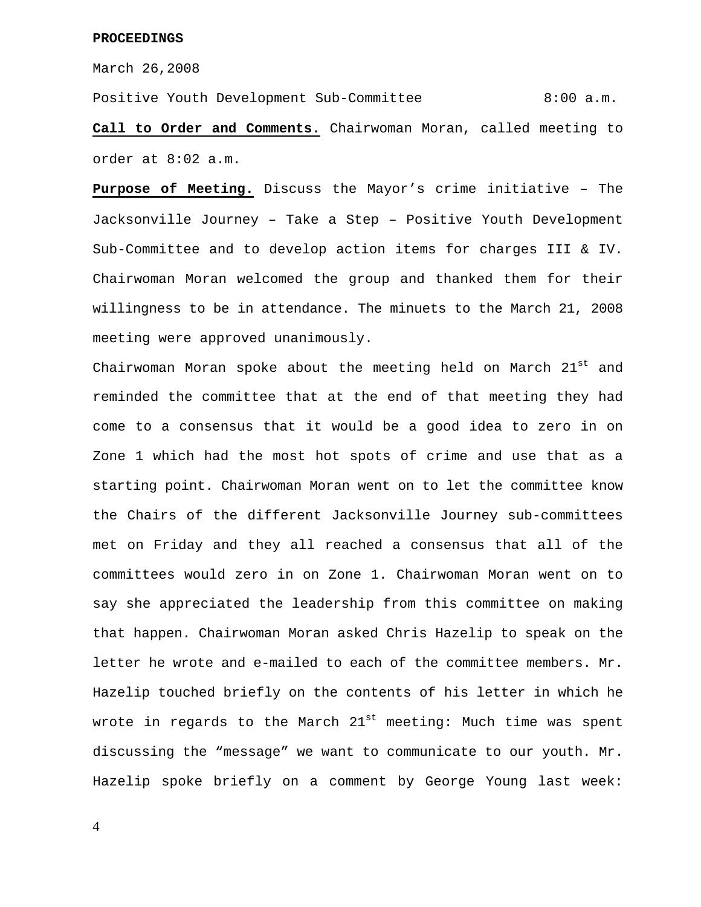**PROCEEDINGS**

March 26,2008

Positive Youth Development Sub-Committee 8:00 a.m.

**Call to Order and Comments.** Chairwoman Moran, called meeting to order at 8:02 a.m.

**Purpose of Meeting.** Discuss the Mayor's crime initiative – The Jacksonville Journey – Take a Step – Positive Youth Development Sub-Committee and to develop action items for charges III & IV. Chairwoman Moran welcomed the group and thanked them for their willingness to be in attendance. The minuets to the March 21, 2008 meeting were approved unanimously.

Chairwoman Moran spoke about the meeting held on March 21st and reminded the committee that at the end of that meeting they had come to a consensus that it would be a good idea to zero in on Zone 1 which had the most hot spots of crime and use that as a starting point. Chairwoman Moran went on to let the committee know the Chairs of the different Jacksonville Journey sub-committees met on Friday and they all reached a consensus that all of the committees would zero in on Zone 1. Chairwoman Moran went on to say she appreciated the leadership from this committee on making that happen. Chairwoman Moran asked Chris Hazelip to speak on the letter he wrote and e-mailed to each of the committee members. Mr. Hazelip touched briefly on the contents of his letter in which he wrote in regards to the March 21st meeting: Much time was spent discussing the "message" we want to communicate to our youth. Mr. Hazelip spoke briefly on a comment by George Young last week: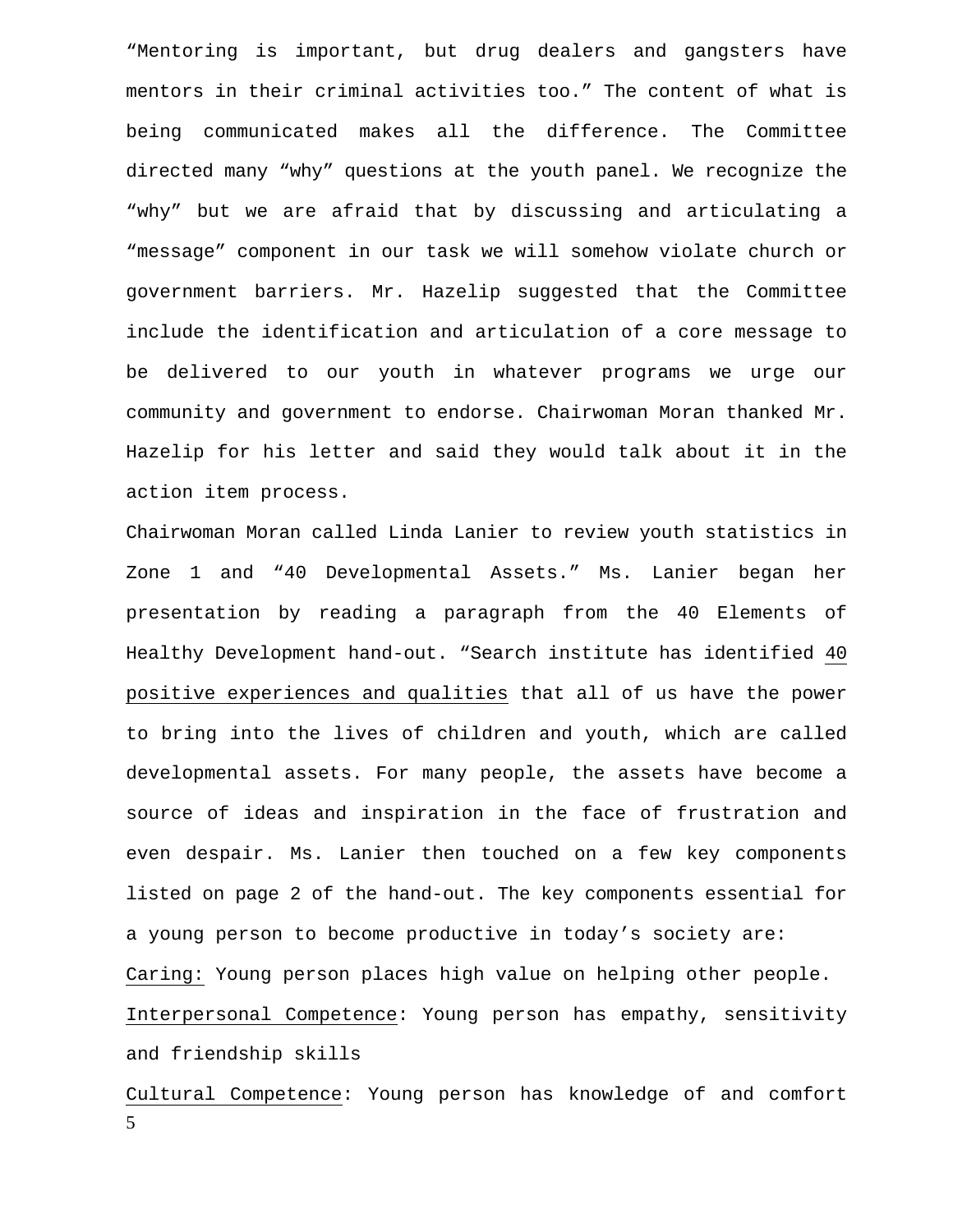"Mentoring is important, but drug dealers and gangsters have mentors in their criminal activities too." The content of what is being communicated makes all the difference. The Committee directed many "why" questions at the youth panel. We recognize the "why" but we are afraid that by discussing and articulating a "message" component in our task we will somehow violate church or government barriers. Mr. Hazelip suggested that the Committee include the identification and articulation of a core message to be delivered to our youth in whatever programs we urge our community and government to endorse. Chairwoman Moran thanked Mr. Hazelip for his letter and said they would talk about it in the action item process.

Chairwoman Moran called Linda Lanier to review youth statistics in Zone 1 and "40 Developmental Assets." Ms. Lanier began her presentation by reading a paragraph from the 40 Elements of Healthy Development hand-out. "Search institute has identified <u>40 positive experiences and qualities</u> that all of us have the power to bring into the lives of children and youth, which are called developmental assets. For many people, the assets have become a source of ideas and inspiration in the face of frustration and even despair. Ms. Lanier then touched on a few key components listed on page 2 of the hand-out. The key components essential for a young person to become productive in today's society are:

<u>Caring:</u> Young person places high value on helping other people.

<u>Interpersonal Competence</u>: Young person has empathy, sensitivity and friendship skills

<u>Cultural Competence</u>: Young person has knowledge of and comfort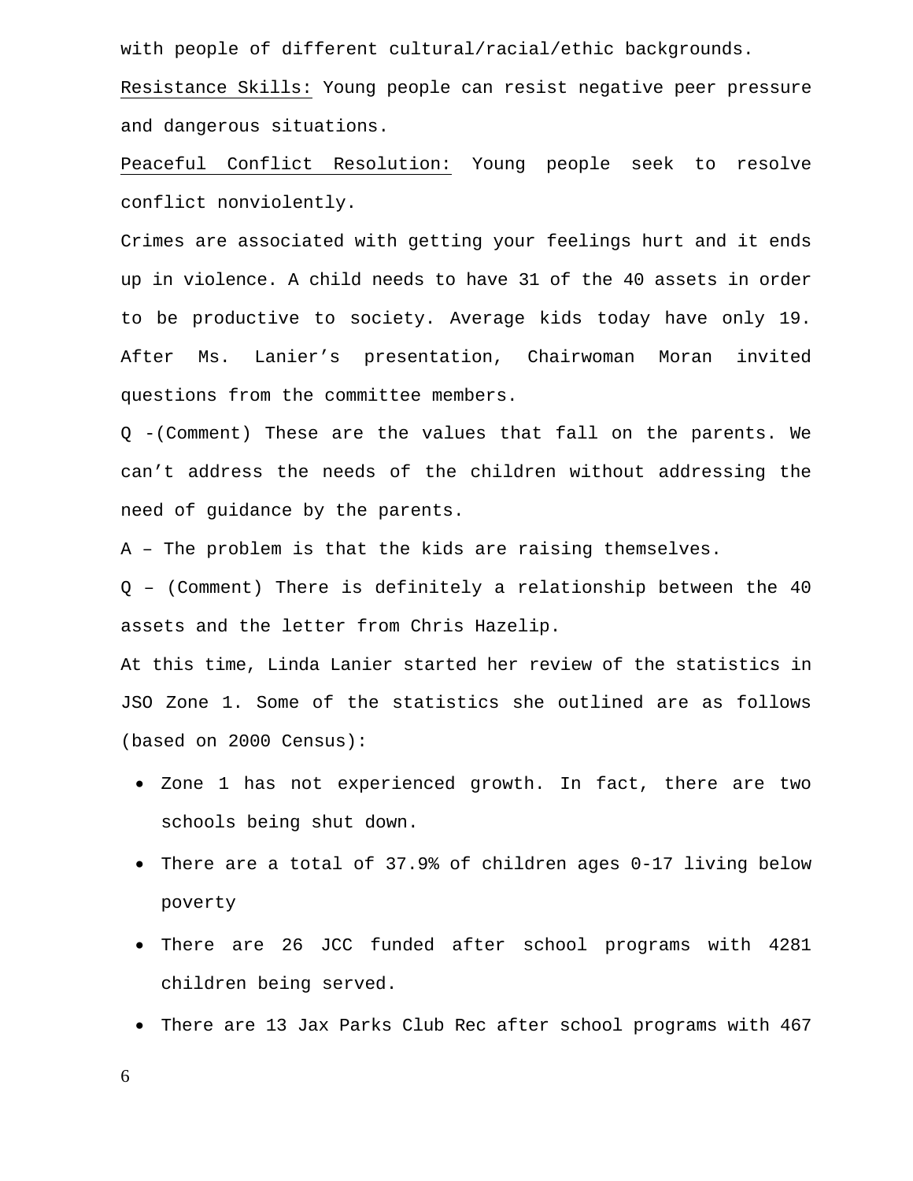with people of different cultural/racial/ethic backgrounds.

<u>Resistance Skills:</u> Young people can resist negative peer pressure and dangerous situations.

<u>Peaceful Conflict Resolution:</u> Young people seek to resolve conflict nonviolently.

Crimes are associated with getting your feelings hurt and it ends up in violence. A child needs to have 31 of the 40 assets in order to be productive to society. Average kids today have only 19. After Ms. Lanier's presentation, Chairwoman Moran invited questions from the committee members.

Q -(Comment) These are the values that fall on the parents. We can't address the needs of the children without addressing the need of guidance by the parents.

A – The problem is that the kids are raising themselves.

Q – (Comment) There is definitely a relationship between the 40 assets and the letter from Chris Hazelip.

At this time, Linda Lanier started her review of the statistics in JSO Zone 1. Some of the statistics she outlined are as follows (based on 2000 Census):

- Zone 1 has not experienced growth. In fact, there are two schools being shut down.
- There are a total of 37.9% of children ages 0-17 living below poverty
- There are 26 JCC funded after school programs with 4281 children being served.
- There are 13 Jax Parks Club Rec after school programs with 467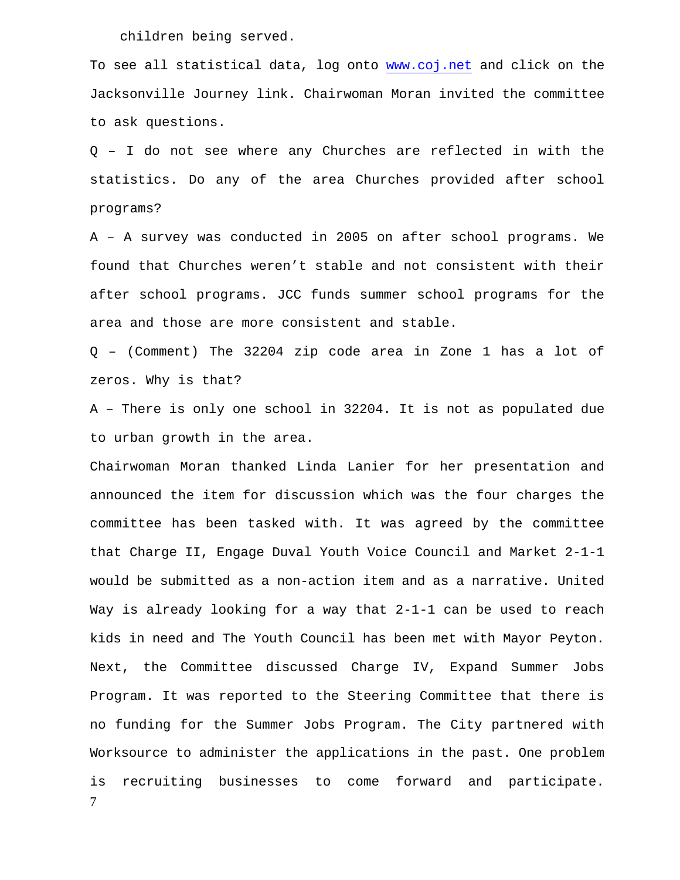children being served.

To see all statistical data, log onto www.coj.net and click on the Jacksonville Journey link. Chairwoman Moran invited the committee to ask questions.

Q – I do not see where any Churches are reflected in with the statistics. Do any of the area Churches provided after school programs?

A – A survey was conducted in 2005 on after school programs. We found that Churches weren't stable and not consistent with their after school programs. JCC funds summer school programs for the area and those are more consistent and stable.

Q – (Comment) The 32204 zip code area in Zone 1 has a lot of zeros. Why is that?

A – There is only one school in 32204. It is not as populated due to urban growth in the area.

Chairwoman Moran thanked Linda Lanier for her presentation and announced the item for discussion which was the four charges the committee has been tasked with. It was agreed by the committee that Charge II, Engage Duval Youth Voice Council and Market 2-1-1 would be submitted as a non-action item and as a narrative. United Way is already looking for a way that 2-1-1 can be used to reach kids in need and The Youth Council has been met with Mayor Peyton. Next, the Committee discussed Charge IV, Expand Summer Jobs Program. It was reported to the Steering Committee that there is no funding for the Summer Jobs Program. The City partnered with Worksource to administer the applications in the past. One problem is recruiting businesses to come forward and participate.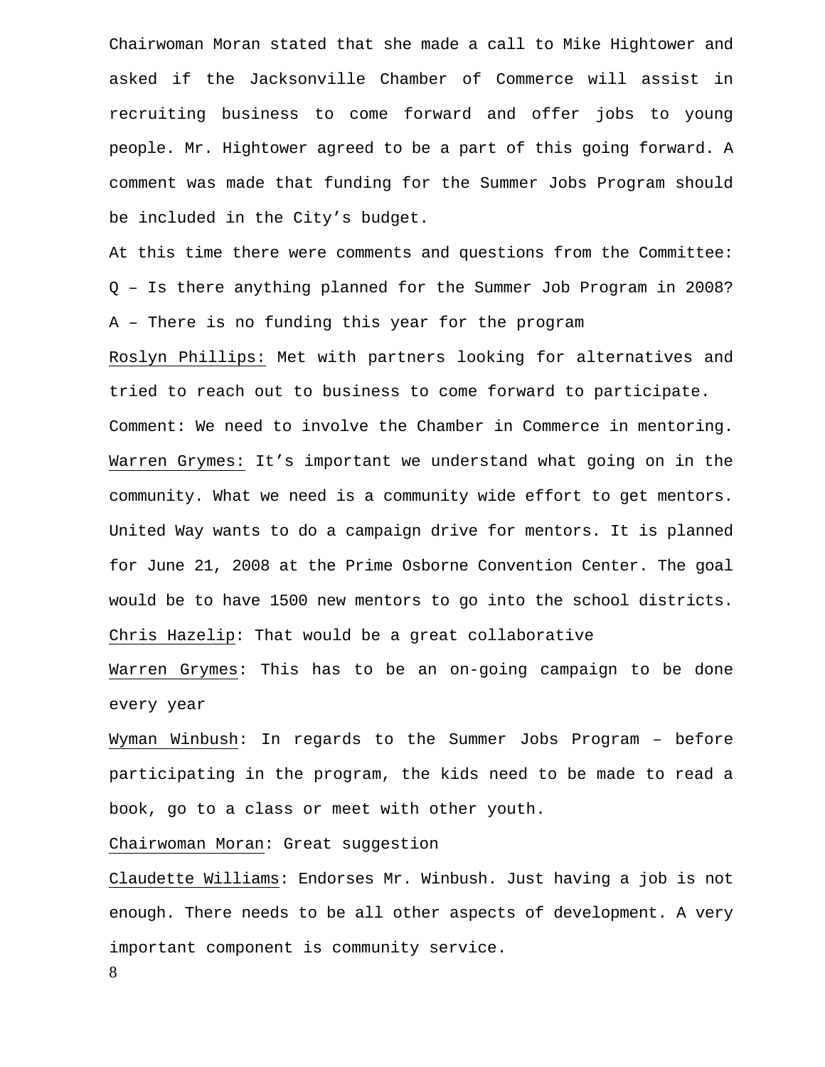Chairwoman Moran stated that she made a call to Mike Hightower and asked if the Jacksonville Chamber of Commerce will assist in recruiting business to come forward and offer jobs to young people. Mr. Hightower agreed to be a part of this going forward. A comment was made that funding for the Summer Jobs Program should be included in the City's budget.

At this time there were comments and questions from the Committee:

Q – Is there anything planned for the Summer Job Program in 2008?

A – There is no funding this year for the program

Roslyn Phillips: Met with partners looking for alternatives and tried to reach out to business to come forward to participate.

Comment: We need to involve the Chamber in Commerce in mentoring.

Warren Grymes: It's important we understand what going on in the community. What we need is a community wide effort to get mentors. United Way wants to do a campaign drive for mentors. It is planned for June 21, 2008 at the Prime Osborne Convention Center. The goal would be to have 1500 new mentors to go into the school districts.

Chris Hazelip: That would be a great collaborative

Warren Grymes: This has to be an on-going campaign to be done every year

Wyman Winbush: In regards to the Summer Jobs Program – before participating in the program, the kids need to be made to read a book, go to a class or meet with other youth.

Chairwoman Moran: Great suggestion

Claudette Williams: Endorses Mr. Winbush. Just having a job is not enough. There needs to be all other aspects of development. A very important component is community service.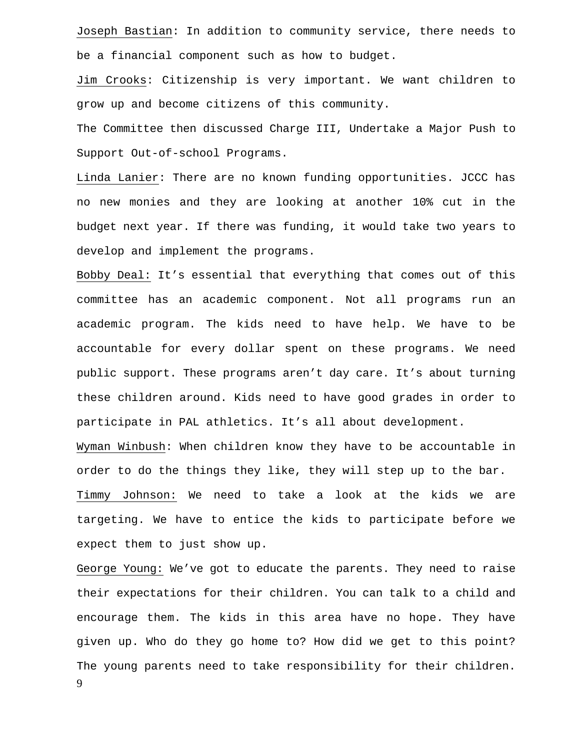Joseph Bastian: In addition to community service, there needs to be a financial component such as how to budget.

Jim Crooks: Citizenship is very important. We want children to grow up and become citizens of this community.

The Committee then discussed Charge III, Undertake a Major Push to Support Out-of-school Programs.

Linda Lanier: There are no known funding opportunities. JCCC has no new monies and they are looking at another 10% cut in the budget next year. If there was funding, it would take two years to develop and implement the programs.

Bobby Deal: It's essential that everything that comes out of this committee has an academic component. Not all programs run an academic program. The kids need to have help. We have to be accountable for every dollar spent on these programs. We need public support. These programs aren't day care. It's about turning these children around. Kids need to have good grades in order to participate in PAL athletics. It's all about development.

Wyman Winbush: When children know they have to be accountable in order to do the things they like, they will step up to the bar.

Timmy Johnson: We need to take a look at the kids we are targeting. We have to entice the kids to participate before we expect them to just show up.

George Young: We've got to educate the parents. They need to raise their expectations for their children. You can talk to a child and encourage them. The kids in this area have no hope. They have given up. Who do they go home to? How did we get to this point? The young parents need to take responsibility for their children.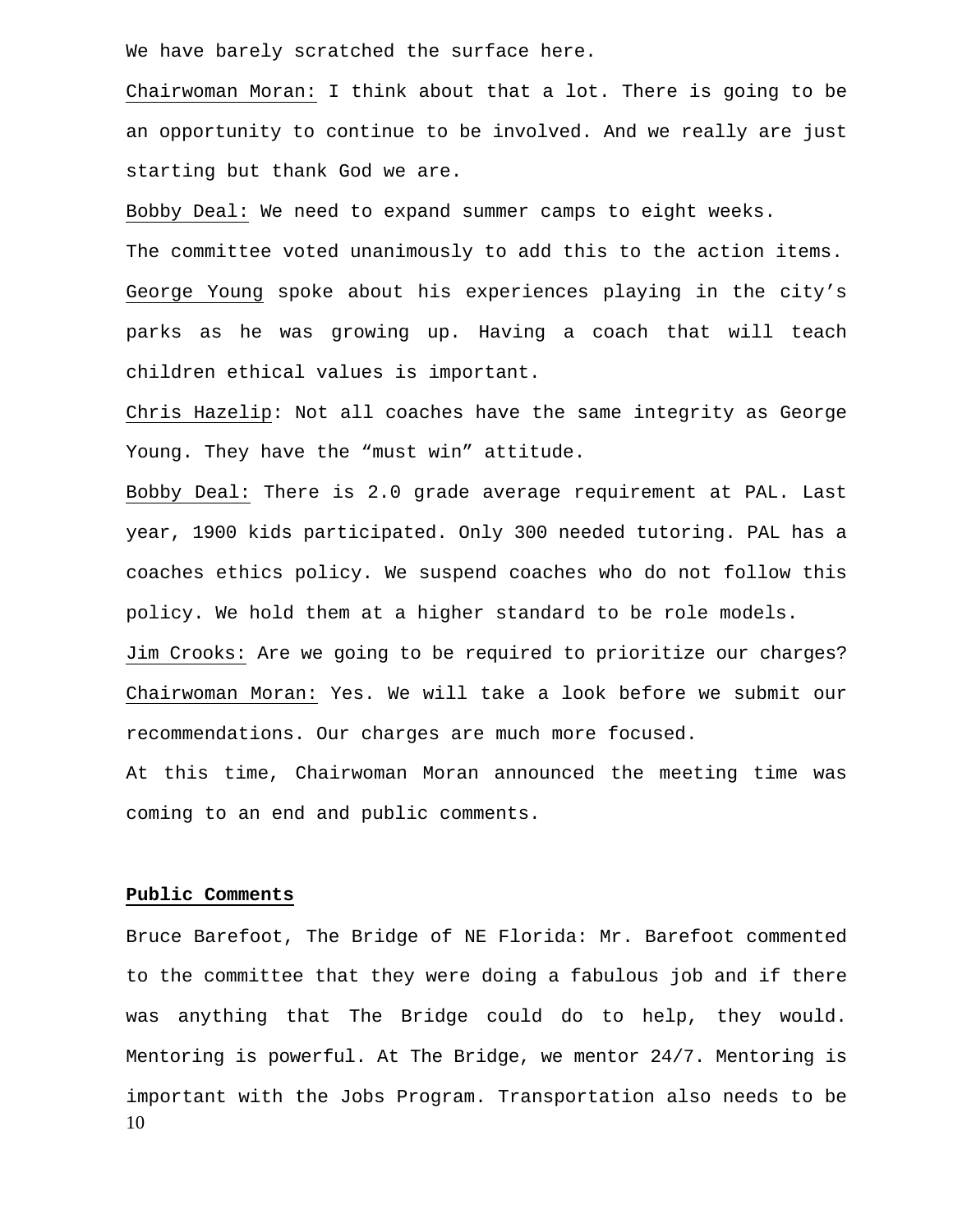We have barely scratched the surface here.

Chairwoman Moran: I think about that a lot. There is going to be an opportunity to continue to be involved. And we really are just starting but thank God we are.

Bobby Deal: We need to expand summer camps to eight weeks.

The committee voted unanimously to add this to the action items.

George Young spoke about his experiences playing in the city's parks as he was growing up. Having a coach that will teach children ethical values is important.

Chris Hazelip: Not all coaches have the same integrity as George Young. They have the "must win" attitude.

Bobby Deal: There is 2.0 grade average requirement at PAL. Last year, 1900 kids participated. Only 300 needed tutoring. PAL has a coaches ethics policy. We suspend coaches who do not follow this policy. We hold them at a higher standard to be role models.

Jim Crooks: Are we going to be required to prioritize our charges?

Chairwoman Moran: Yes. We will take a look before we submit our recommendations. Our charges are much more focused.

At this time, Chairwoman Moran announced the meeting time was coming to an end and public comments.

**Public Comments**

Bruce Barefoot, The Bridge of NE Florida: Mr. Barefoot commented to the committee that they were doing a fabulous job and if there was anything that The Bridge could do to help, they would. Mentoring is powerful. At The Bridge, we mentor 24/7. Mentoring is important with the Jobs Program. Transportation also needs to be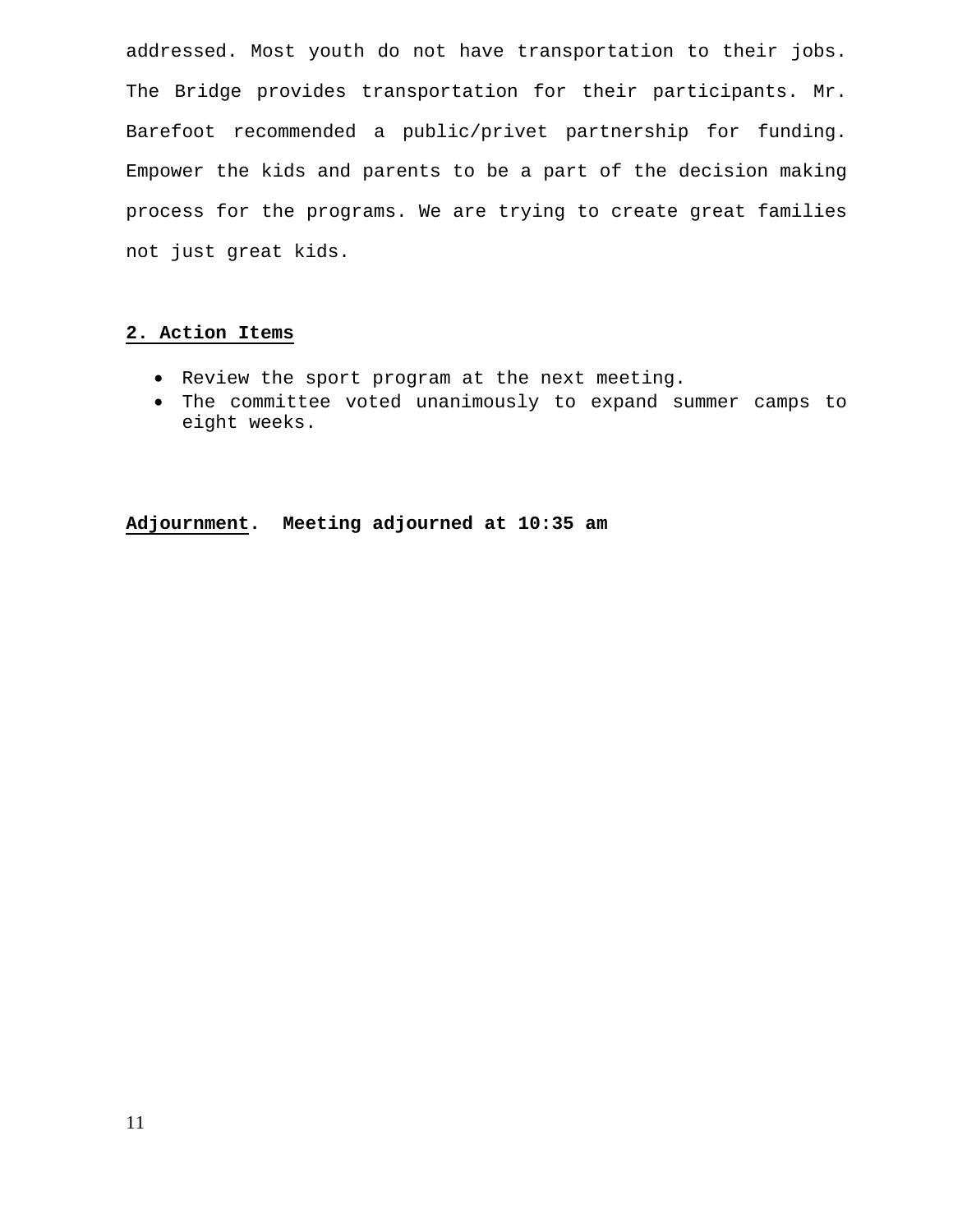addressed. Most youth do not have transportation to their jobs. The Bridge provides transportation for their participants. Mr. Barefoot recommended a public/privet partnership for funding. Empower the kids and parents to be a part of the decision making process for the programs. We are trying to create great families not just great kids.

**2. Action Items**

- Review the sport program at the next meeting.
- The committee voted unanimously to expand summer camps to eight weeks.

**Adjournment. Meeting adjourned at 10:35 am**